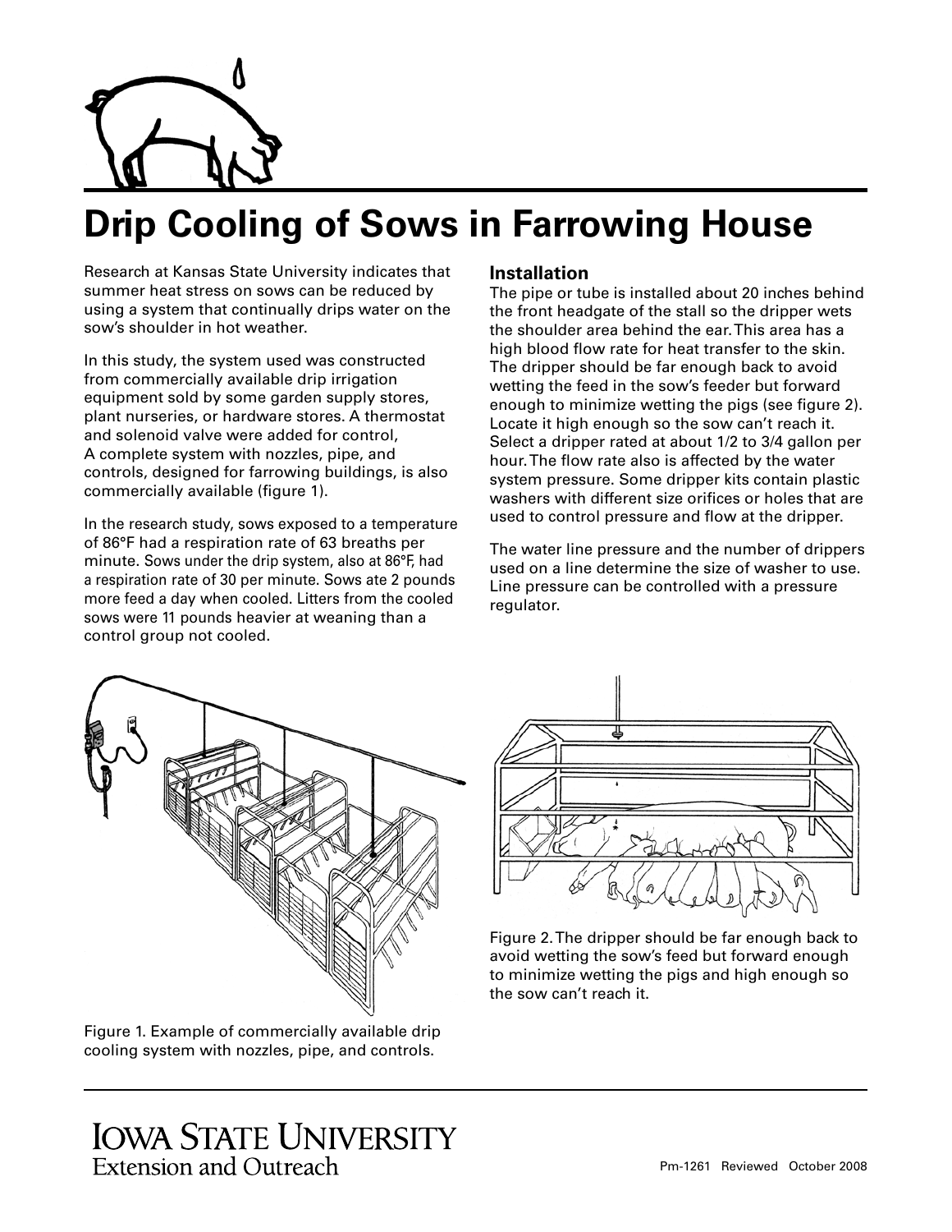# Drip Cooling of Sows in Farrowing House

Research at Kansas State University indicates that summer heat stress on sows can be reduced by using a system that continually drips water on the sow's shoulder in hot weather.

In this study, the system used was constructed from commercially available drip irrigation equipment sold by some garden supply stores, plant nurseries, or hardware stores. A thermostat and solenoid valve were added for control, A complete system with nozzles, pipe, and controls, designed for farrowing buildings, is also commercially available (figure 1).

In the research study, sows exposed to a temperature of 86°F had a respiration rate of 63 breaths per minute. Sows under the drip system, also at 86°F, had a respiration rate of 30 per minute. Sows ate 2 pounds more feed a day when cooled. Litters from the cooled sows were 11 pounds heavier at weaning than a control group not cooled.

## Installation

The pipe or tube is installed about 20 inches behind the front headgate of the stall so the dripper wets the shoulder area behind the ear. This area has a high blood flow rate for heat transfer to the skin. The dripper should be far enough back to avoid wetting the feed in the sow's feeder but forward enough to minimize wetting the pigs (see figure 2). Locate it high enough so the sow can't reach it. Select a dripper rated at about 1/2 to 3/4 gallon per hour. The flow rate also is affected by the water system pressure. Some dripper kits contain plastic washers with different size orifices or holes that are used to control pressure and flow at the dripper.

The water line pressure and the number of drippers used on a line determine the size of washer to use. Line pressure can be controlled with a pressure regulator.

Figure 1. Example of commercially available drip cooling system with nozzles, pipe, and controls.

Figure 2. The dripper should be far enough back to avoid wetting the sow's feed but forward enough to minimize wetting the pigs and high enough so the sow can't reach it.

Iowa State University Extension and Outreach

Pm-1261 Reviewed October 2008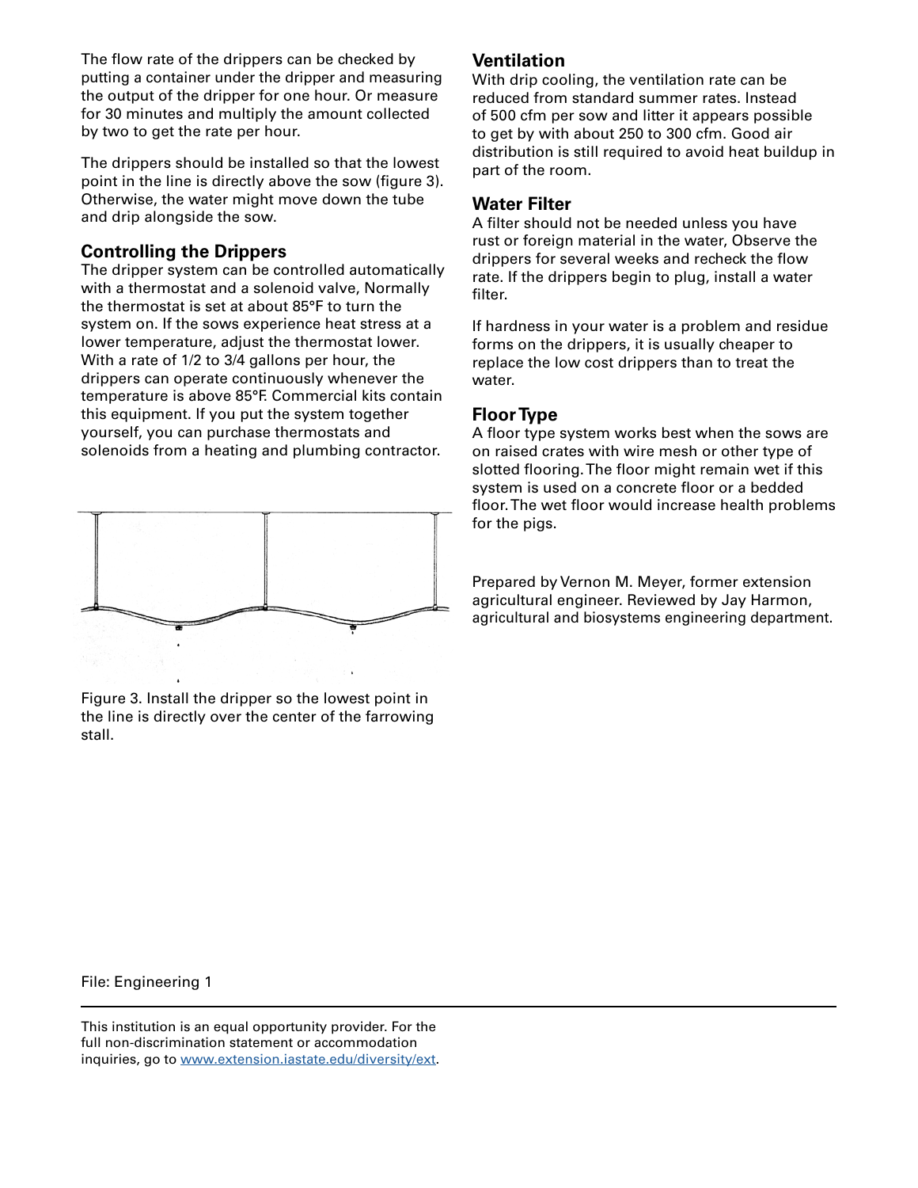The flow rate of the drippers can be checked by putting a container under the dripper and measuring the output of the dripper for one hour. Or measure for 30 minutes and multiply the amount collected by two to get the rate per hour.

The drippers should be installed so that the lowest point in the line is directly above the sow (figure 3). Otherwise, the water might move down the tube and drip alongside the sow.

## Controlling the Drippers

The dripper system can be controlled automatically with a thermostat and a solenoid valve, Normally the thermostat is set at about 85°F to turn the system on. If the sows experience heat stress at a lower temperature, adjust the thermostat lower. With a rate of 1/2 to 3/4 gallons per hour, the drippers can operate continuously whenever the temperature is above 85°F. Commercial kits contain this equipment. If you put the system together yourself, you can purchase thermostats and solenoids from a heating and plumbing contractor.

Figure 3. Install the dripper so the lowest point in the line is directly over the center of the farrowing stall.

## Ventilation

With drip cooling, the ventilation rate can be reduced from standard summer rates. Instead of 500 cfm per sow and litter it appears possible to get by with about 250 to 300 cfm. Good air distribution is still required to avoid heat buildup in part of the room.

## Water Filter

A filter should not be needed unless you have rust or foreign material in the water, Observe the drippers for several weeks and recheck the flow rate. If the drippers begin to plug, install a water filter.

If hardness in your water is a problem and residue forms on the drippers, it is usually cheaper to replace the low cost drippers than to treat the water.

## Floor Type

A floor type system works best when the sows are on raised crates with wire mesh or other type of slotted flooring. The floor might remain wet if this system is used on a concrete floor or a bedded floor. The wet floor would increase health problems for the pigs.

Prepared by Vernon M. Meyer, former extension agricultural engineer. Reviewed by Jay Harmon, agricultural and biosystems engineering department.

File: Engineering 1

This institution is an equal opportunity provider. For the full non-discrimination statement or accommodation inquiries, go to www.extension.iastate.edu/diversity/ext.